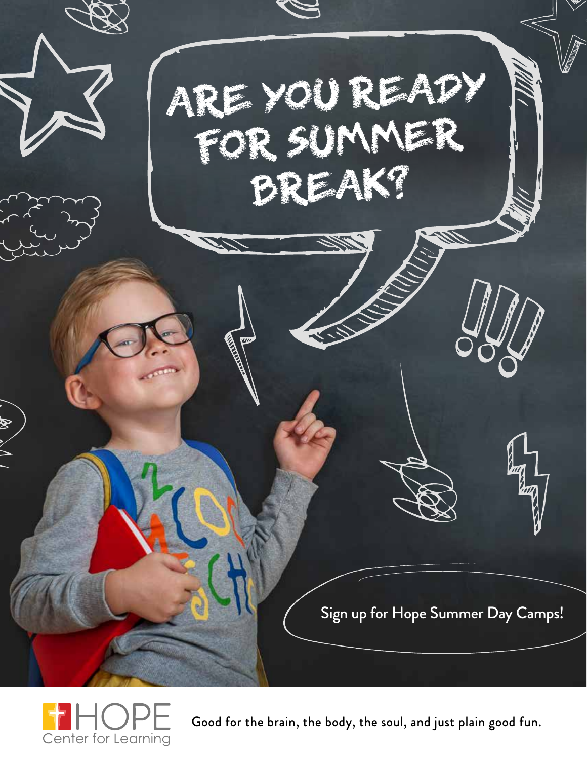# ARE YOU READY FOR SUMMER BREAK?

Sign up for Hope Summer Day Camps!

HOPE Center for Learning

Good for the brain, the body, the soul, and just plain good fun.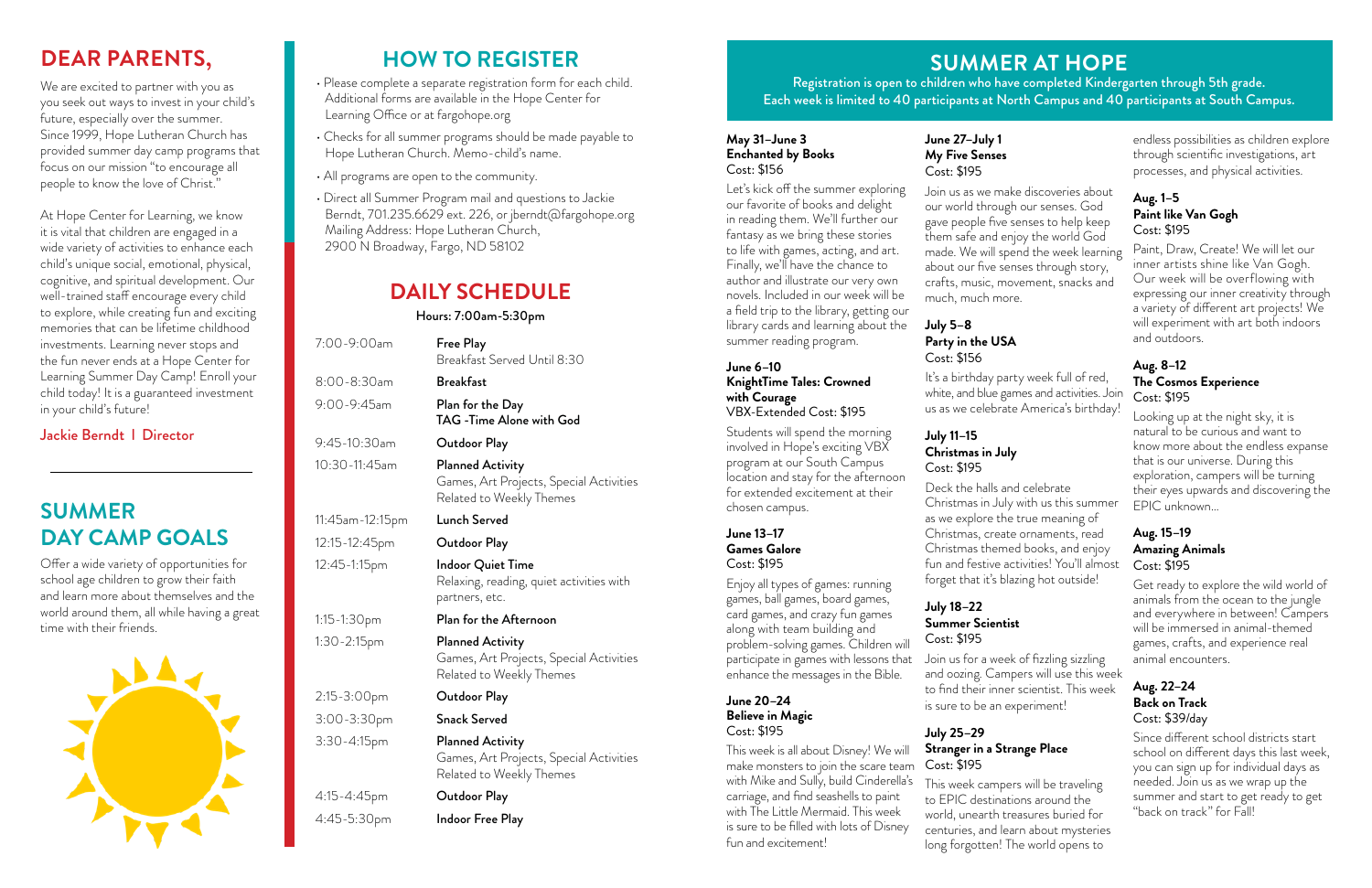## DEAR PARENTS,

We are excited to partner with you as you seek out ways to invest in your child's future, especially over the summer. Since 1999, Hope Lutheran Church has provided summer day camp programs that focus on our mission "to encourage all people to know the love of Christ."

At Hope Center for Learning, we know it is vital that children are engaged in a wide variety of activities to enhance each child's unique social, emotional, physical, cognitive, and spiritual development. Our well-trained staff encourage every child to explore, while creating fun and exciting memories that can be lifetime childhood investments. Learning never stops and the fun never ends at a Hope Center for Learning Summer Day Camp! Enroll your child today! It is a guaranteed investment in your child's future!

Jackie Berndt | Director

## SUMMER DAY CAMP GOALS

Offer a wide variety of opportunities for school age children to grow their faith and learn more about themselves and the world around them, all while having a great time with their friends.

## HOW TO REGISTER

- Please complete a separate registration form for each child. Additional forms are available in the Hope Center for Learning Office or at fargohope.org
- Checks for all summer programs should be made payable to Hope Lutheran Church. Memo-child's name.
- All programs are open to the community.
- Direct all Summer Program mail and questions to Jackie Berndt, 701.235.6629 ext. 226, or jberndt@fargohope.org Mailing Address: Hope Lutheran Church, 2900 N Broadway, Fargo, ND 58102

## DAILY SCHEDULE

**Hours: 7:00am-5:30pm**

| | |
|---|---|
| 7:00-9:00am | **Free Play** Breakfast Served Until 8:30 |
| 8:00-8:30am | **Breakfast** |
| 9:00-9:45am | **Plan for the Day** **TAG -Time Alone with God** |
| 9:45-10:30am | **Outdoor Play** |
| 10:30-11:45am | **Planned Activity** Games, Art Projects, Special Activities Related to Weekly Themes |
| 11:45am-12:15pm | **Lunch Served** |
| 12:15-12:45pm | **Outdoor Play** |
| 12:45-1:15pm | **Indoor Quiet Time** Relaxing, reading, quiet activities with partners, etc. |
| 1:15-1:30pm | **Plan for the Afternoon** |
| 1:30-2:15pm | **Planned Activity** Games, Art Projects, Special Activities Related to Weekly Themes |
| 2:15-3:00pm | **Outdoor Play** |
| 3:00-3:30pm | **Snack Served** |
| 3:30-4:15pm | **Planned Activity** Games, Art Projects, Special Activities Related to Weekly Themes |
| 4:15-4:45pm | **Outdoor Play** |
| 4:45-5:30pm | **Indoor Free Play** |

## SUMMER AT HOPE

**Registration is open to children who have completed Kindergarten through 5th grade. Each week is limited to 40 participants at North Campus and 40 participants at South Campus.**

**May 31–June 3**
**Enchanted by Books**
Cost: $156

Let's kick off the summer exploring our favorite of books and delight in reading them. We'll further our fantasy as we bring these stories to life with games, acting, and art. Finally, we'll have the chance to author and illustrate our very own novels. Included in our week will be a field trip to the library, getting our library cards and learning about the summer reading program.

**June 6–10**
**KnightTime Tales: Crowned with Courage**
VBX-Extended Cost: $195

Students will spend the morning involved in Hope's exciting VBX program at our South Campus location and stay for the afternoon for extended excitement at their chosen campus.

**June 13–17**
**Games Galore**
Cost: $195

Enjoy all types of games: running games, ball games, board games, card games, and crazy fun games along with team building and problem-solving games. Children will participate in games with lessons that enhance the messages in the Bible.

**June 20–24**
**Believe in Magic**
Cost: $195

This week is all about Disney! We will make monsters to join the scare team with Mike and Sully, build Cinderella's carriage, and find seashells to paint with The Little Mermaid. This week is sure to be filled with lots of Disney fun and excitement!

**June 27–July 1**
**My Five Senses**
Cost: $195

Join us as we make discoveries about our world through our senses. God gave people five senses to help keep them safe and enjoy the world God made. We will spend the week learning about our five senses through story, crafts, music, movement, snacks and much, much more.

**July 5–8**
**Party in the USA**
Cost: $156

It's a birthday party week full of red, white, and blue games and activities. Join us as we celebrate America's birthday!

**July 11–15**
**Christmas in July**
Cost: $195

Deck the halls and celebrate Christmas in July with us this summer as we explore the true meaning of Christmas, create ornaments, read Christmas themed books, and enjoy fun and festive activities! You'll almost forget that it's blazing hot outside!

**July 18–22**
**Summer Scientist**
Cost: $195

Join us for a week of fizzling sizzling and oozing. Campers will use this week to find their inner scientist. This week is sure to be an experiment!

**July 25–29**
**Stranger in a Strange Place**
Cost: $195

This week campers will be traveling to EPIC destinations around the world, unearth treasures buried for centuries, and learn about mysteries long forgotten! The world opens to endless possibilities as children explore through scientific investigations, art processes, and physical activities.

**Aug. 1–5**
**Paint like Van Gogh**
Cost: $195

Paint, Draw, Create! We will let our inner artists shine like Van Gogh. Our week will be overflowing with expressing our inner creativity through a variety of different art projects! We will experiment with art both indoors and outdoors.

**Aug. 8–12**
**The Cosmos Experience**
Cost: $195

Looking up at the night sky, it is natural to be curious and want to know more about the endless expanse that is our universe. During this exploration, campers will be turning their eyes upwards and discovering the EPIC unknown...

**Aug. 15–19**
**Amazing Animals**
Cost: $195

Get ready to explore the wild world of animals from the ocean to the jungle and everywhere in between! Campers will be immersed in animal-themed games, crafts, and experience real animal encounters.

**Aug. 22–24**
**Back on Track**
Cost: $39/day

Since different school districts start school on different days this last week, you can sign up for individual days as needed. Join us as we wrap up the summer and start to get ready to get "back on track" for Fall!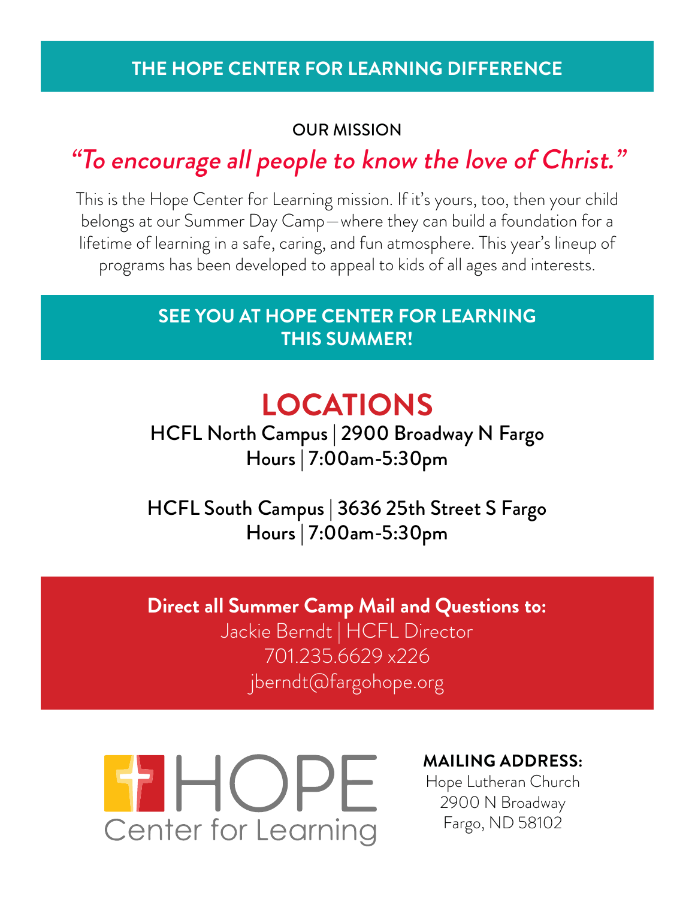## THE HOPE CENTER FOR LEARNING DIFFERENCE

### OUR MISSION

*"To encourage all people to know the love of Christ."*

This is the Hope Center for Learning mission. If it's yours, too, then your child belongs at our Summer Day Camp—where they can build a foundation for a lifetime of learning in a safe, caring, and fun atmosphere. This year's lineup of programs has been developed to appeal to kids of all ages and interests.

## SEE YOU AT HOPE CENTER FOR LEARNING THIS SUMMER!

# LOCATIONS

**HCFL North Campus | 2900 Broadway N Fargo**
**Hours | 7:00am-5:30pm**

**HCFL South Campus | 3636 25th Street S Fargo**
**Hours | 7:00am-5:30pm**

**Direct all Summer Camp Mail and Questions to:**
Jackie Berndt | HCFL Director
701.235.6629 x226
jberndt@fargohope.org

HOPE Center for Learning

**MAILING ADDRESS:**
Hope Lutheran Church
2900 N Broadway
Fargo, ND 58102